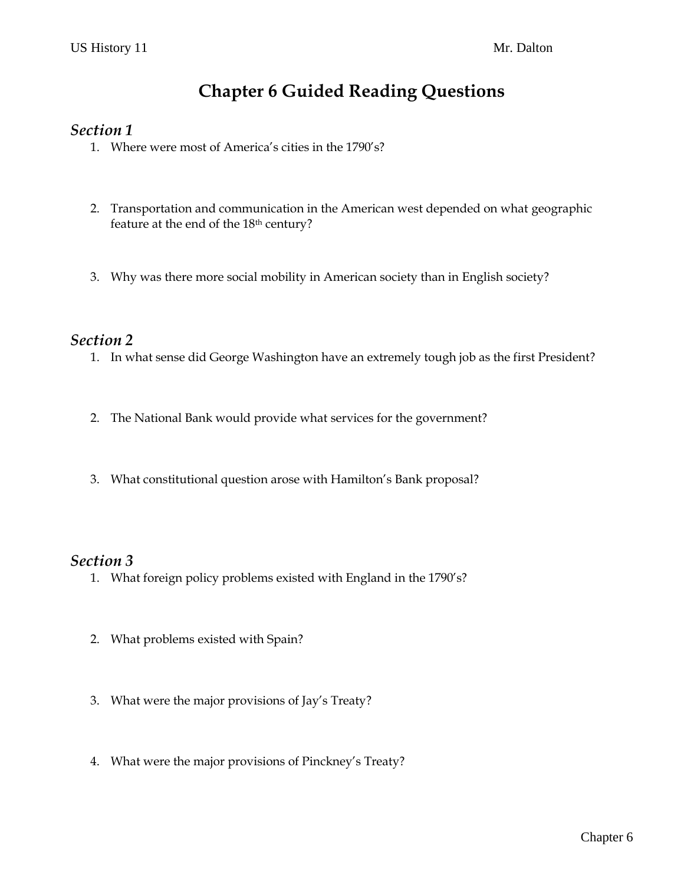US History 11 Mr. Dalton

# Chapter 6 Guided Reading Questions

## *Section 1*

1. Where were most of America's cities in the 1790's?

2. Transportation and communication in the American west depended on what geographic feature at the end of the 18th century?

3. Why was there more social mobility in American society than in English society?

## *Section 2*

1. In what sense did George Washington have an extremely tough job as the first President?

2. The National Bank would provide what services for the government?

3. What constitutional question arose with Hamilton's Bank proposal?

## *Section 3*

1. What foreign policy problems existed with England in the 1790's?

2. What problems existed with Spain?

3. What were the major provisions of Jay's Treaty?

4. What were the major provisions of Pinckney's Treaty?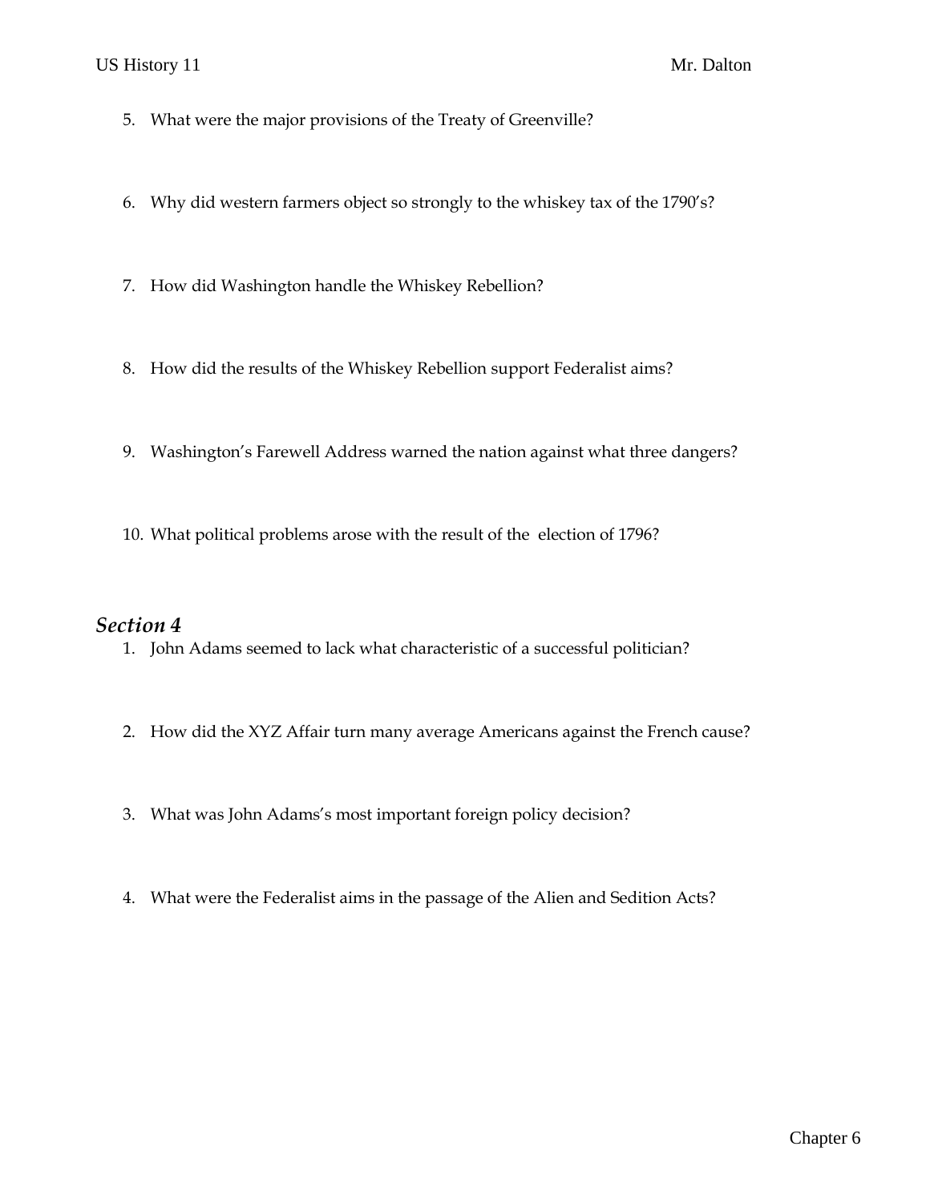5. What were the major provisions of the Treaty of Greenville?

6. Why did western farmers object so strongly to the whiskey tax of the 1790's?

7. How did Washington handle the Whiskey Rebellion?

8. How did the results of the Whiskey Rebellion support Federalist aims?

9. Washington's Farewell Address warned the nation against what three dangers?

10. What political problems arose with the result of the  election of 1796?

## *Section 4*

1. John Adams seemed to lack what characteristic of a successful politician?

2. How did the XYZ Affair turn many average Americans against the French cause?

3. What was John Adams's most important foreign policy decision?

4. What were the Federalist aims in the passage of the Alien and Sedition Acts?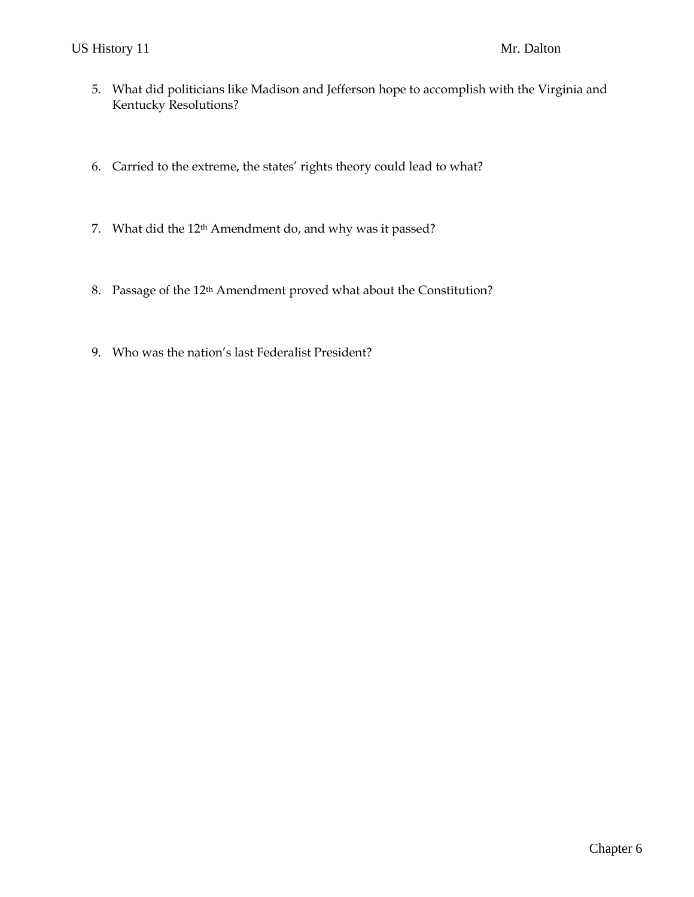5. What did politicians like Madison and Jefferson hope to accomplish with the Virginia and Kentucky Resolutions?

6. Carried to the extreme, the states' rights theory could lead to what?

7. What did the 12th Amendment do, and why was it passed?

8. Passage of the 12th Amendment proved what about the Constitution?

9. Who was the nation's last Federalist President?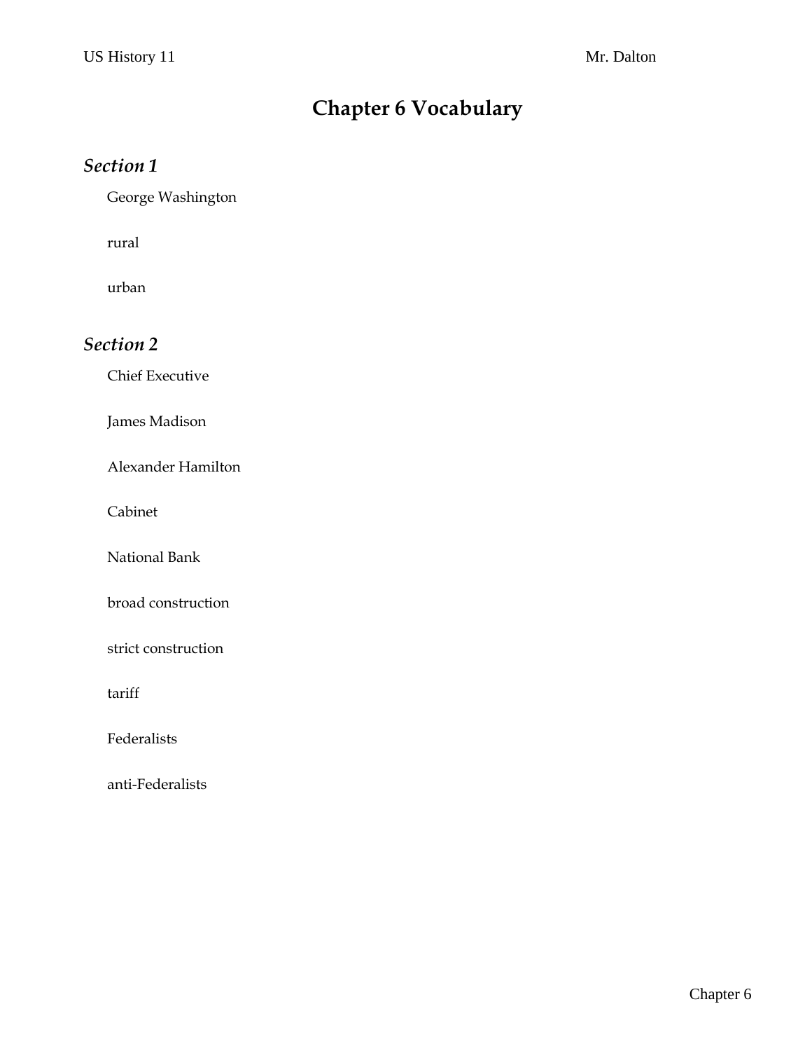# Chapter 6 Vocabulary

## *Section 1*

George Washington

rural

urban

## *Section 2*

Chief Executive

James Madison

Alexander Hamilton

Cabinet

National Bank

broad construction

strict construction

tariff

Federalists

anti-Federalists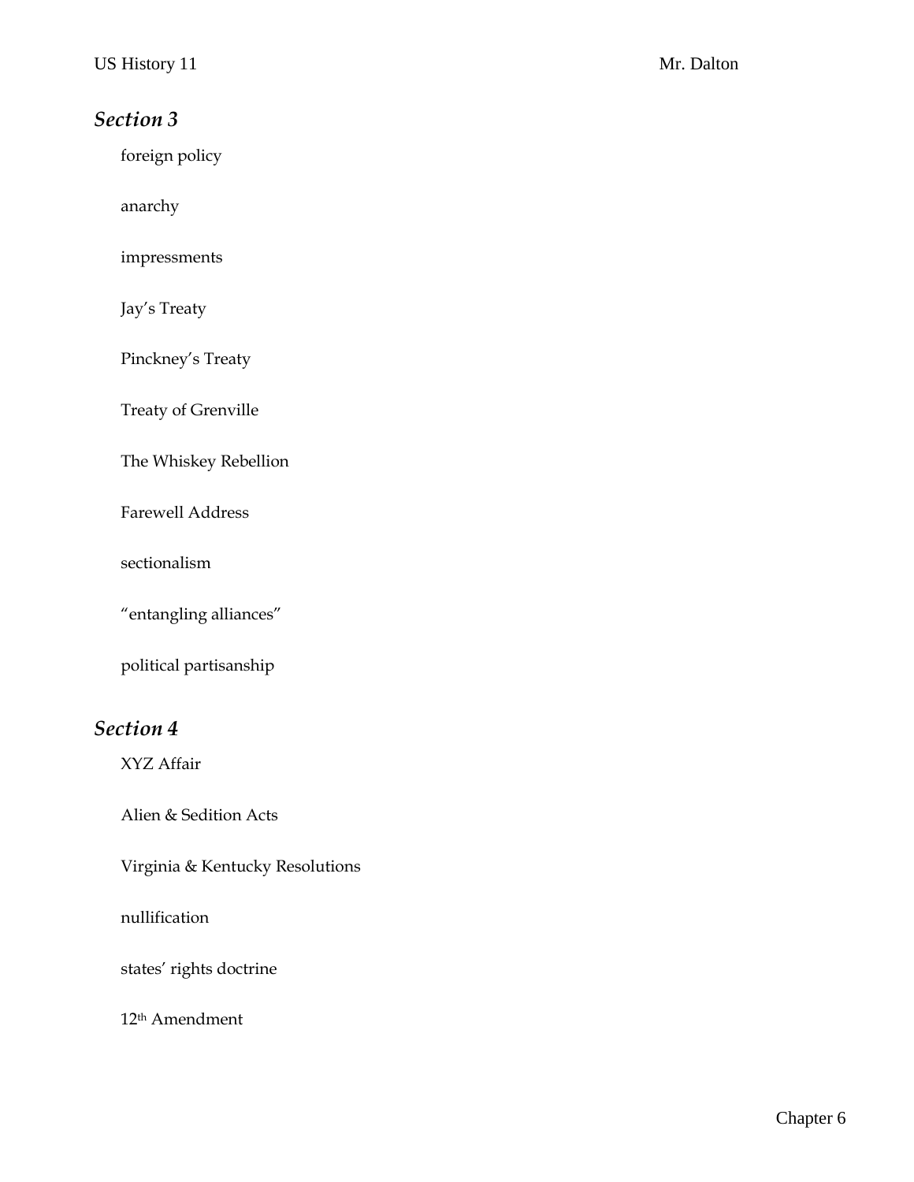## *Section 3*

foreign policy

anarchy

impressments

Jay's Treaty

Pinckney's Treaty

Treaty of Grenville

The Whiskey Rebellion

Farewell Address

sectionalism

"entangling alliances"

political partisanship

## *Section 4*

XYZ Affair

Alien & Sedition Acts

Virginia & Kentucky Resolutions

nullification

states' rights doctrine

12th Amendment